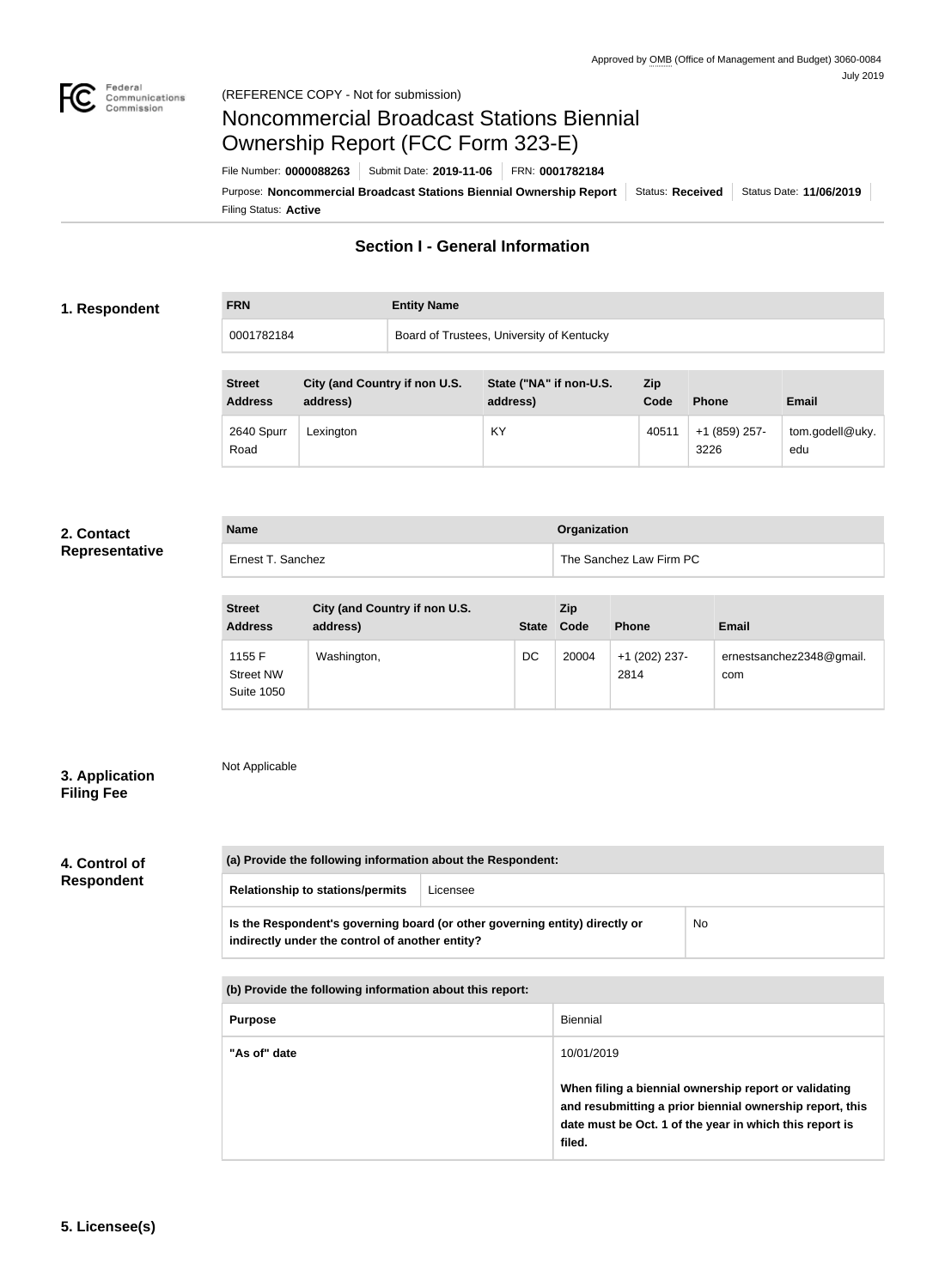Approved by OMB (Office of Management and Budget) 3060-0084
July 2019

(REFERENCE COPY - Not for submission)

# Noncommercial Broadcast Stations Biennial Ownership Report (FCC Form 323-E)

File Number: **0000088263** | Submit Date: **2019-11-06** | FRN: **0001782184**

Purpose: **Noncommercial Broadcast Stations Biennial Ownership Report** | Status: **Received** | Status Date: **11/06/2019**

Filing Status: **Active**

## Section I - General Information

### 1. Respondent

| FRN | Entity Name |
|---|---|
| 0001782184 | Board of Trustees, University of Kentucky |

| Street Address | City (and Country if non U.S. address) | State ("NA" if non-U.S. address) | Zip Code | Phone | Email |
|---|---|---|---|---|---|
| 2640 Spurr Road | Lexington | KY | 40511 | +1 (859) 257-3226 | tom.godell@uky.edu |

### 2. Contact Representative

| Name | Organization |
|---|---|
| Ernest T. Sanchez | The Sanchez Law Firm PC |

| Street Address | City (and Country if non U.S. address) | State | Zip Code | Phone | Email |
|---|---|---|---|---|---|
| 1155 F Street NW Suite 1050 | Washington, | DC | 20004 | +1 (202) 237-2814 | ernestsanchez2348@gmail.com |

### 3. Application Filing Fee

Not Applicable

### 4. Control of Respondent

| (a) Provide the following information about the Respondent: | |
|---|---|
| Relationship to stations/permits | Licensee |
| Is the Respondent's governing board (or other governing entity) directly or indirectly under the control of another entity? | No |

| (b) Provide the following information about this report: | |
|---|---|
| Purpose | Biennial |
| "As of" date | 10/01/2019<br><br>**When filing a biennial ownership report or validating and resubmitting a prior biennial ownership report, this date must be Oct. 1 of the year in which this report is filed.** |

### 5. Licensee(s)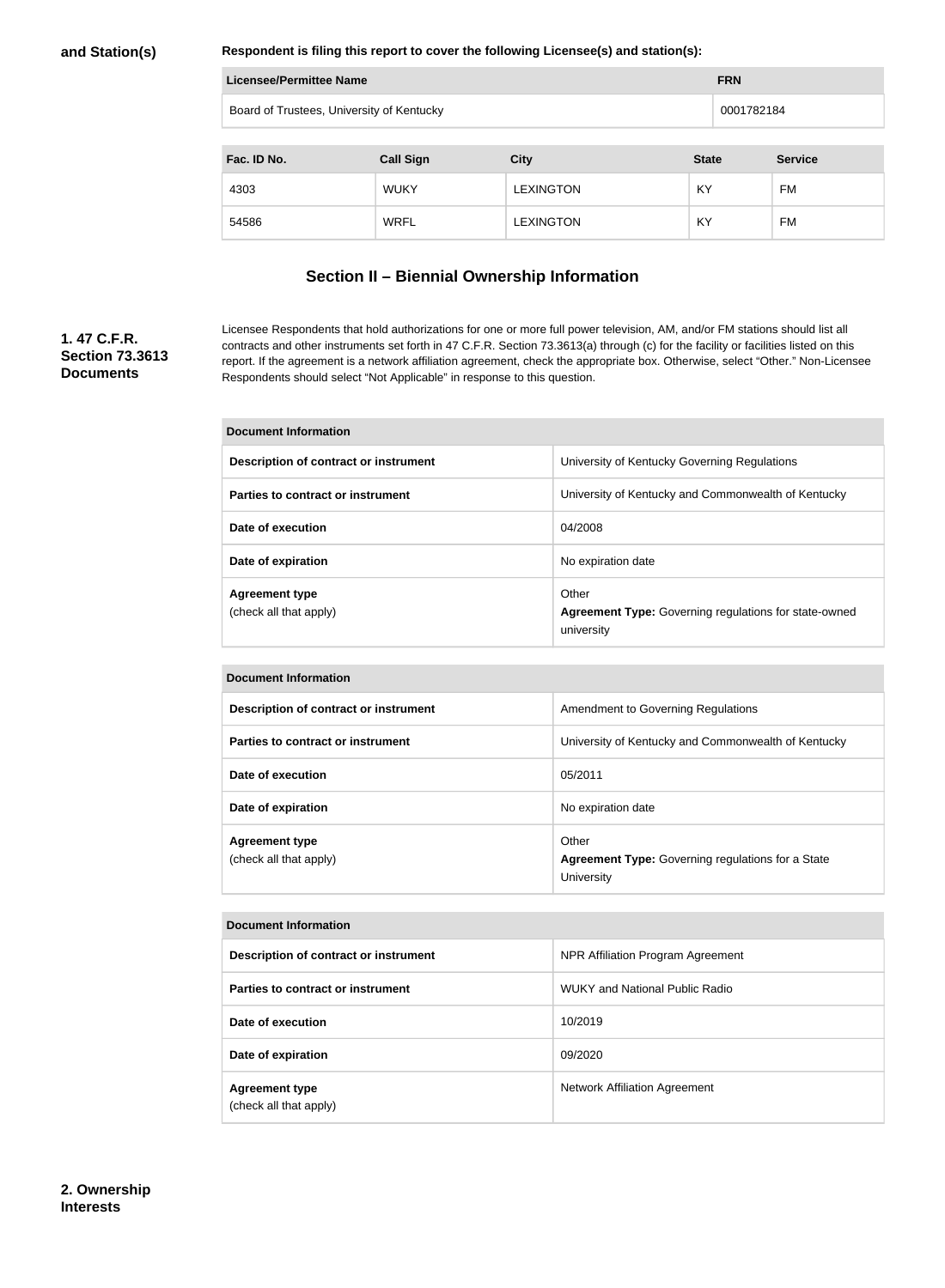**and Station(s)**

**Respondent is filing this report to cover the following Licensee(s) and station(s):**

| Licensee/Permittee Name | FRN |
|---|---|
| Board of Trustees, University of Kentucky | 0001782184 |

| Fac. ID No. | Call Sign | City | State | Service |
|---|---|---|---|---|
| 4303 | WUKY | LEXINGTON | KY | FM |
| 54586 | WRFL | LEXINGTON | KY | FM |

## Section II – Biennial Ownership Information

**1. 47 C.F.R. Section 73.3613 Documents**

Licensee Respondents that hold authorizations for one or more full power television, AM, and/or FM stations should list all contracts and other instruments set forth in 47 C.F.R. Section 73.3613(a) through (c) for the facility or facilities listed on this report. If the agreement is a network affiliation agreement, check the appropriate box. Otherwise, select "Other." Non-Licensee Respondents should select "Not Applicable" in response to this question.

| Document Information | |
|---|---|
| Description of contract or instrument | University of Kentucky Governing Regulations |
| Parties to contract or instrument | University of Kentucky and Commonwealth of Kentucky |
| Date of execution | 04/2008 |
| Date of expiration | No expiration date |
| Agreement type (check all that apply) | Other **Agreement Type:** Governing regulations for state-owned university |

| Document Information | |
|---|---|
| Description of contract or instrument | Amendment to Governing Regulations |
| Parties to contract or instrument | University of Kentucky and Commonwealth of Kentucky |
| Date of execution | 05/2011 |
| Date of expiration | No expiration date |
| Agreement type (check all that apply) | Other **Agreement Type:** Governing regulations for a State University |

| Document Information | |
|---|---|
| Description of contract or instrument | NPR Affiliation Program Agreement |
| Parties to contract or instrument | WUKY and National Public Radio |
| Date of execution | 10/2019 |
| Date of expiration | 09/2020 |
| Agreement type (check all that apply) | Network Affiliation Agreement |

**2. Ownership Interests**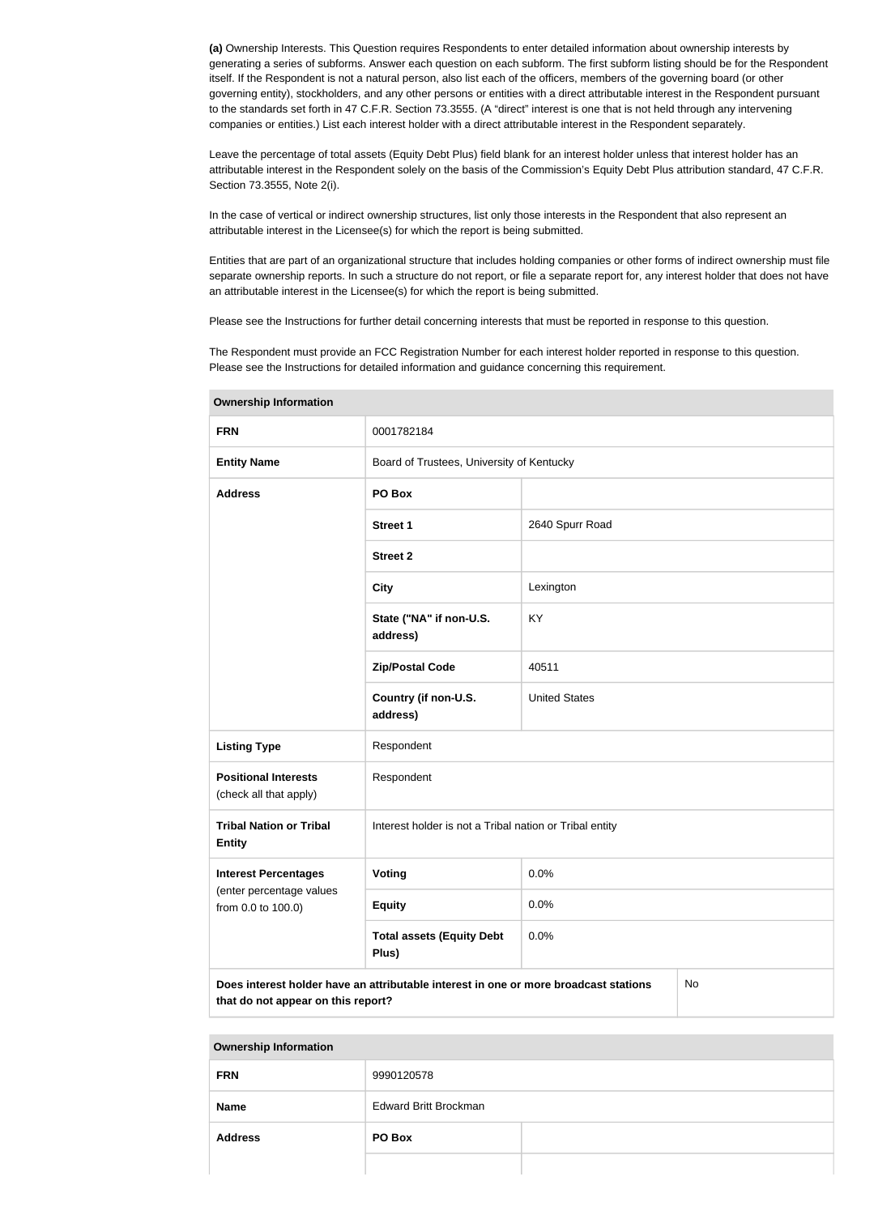**(a)** Ownership Interests. This Question requires Respondents to enter detailed information about ownership interests by generating a series of subforms. Answer each question on each subform. The first subform listing should be for the Respondent itself. If the Respondent is not a natural person, also list each of the officers, members of the governing board (or other governing entity), stockholders, and any other persons or entities with a direct attributable interest in the Respondent pursuant to the standards set forth in 47 C.F.R. Section 73.3555. (A "direct" interest is one that is not held through any intervening companies or entities.) List each interest holder with a direct attributable interest in the Respondent separately.

Leave the percentage of total assets (Equity Debt Plus) field blank for an interest holder unless that interest holder has an attributable interest in the Respondent solely on the basis of the Commission's Equity Debt Plus attribution standard, 47 C.F.R. Section 73.3555, Note 2(i).

In the case of vertical or indirect ownership structures, list only those interests in the Respondent that also represent an attributable interest in the Licensee(s) for which the report is being submitted.

Entities that are part of an organizational structure that includes holding companies or other forms of indirect ownership must file separate ownership reports. In such a structure do not report, or file a separate report for, any interest holder that does not have an attributable interest in the Licensee(s) for which the report is being submitted.

Please see the Instructions for further detail concerning interests that must be reported in response to this question.

The Respondent must provide an FCC Registration Number for each interest holder reported in response to this question. Please see the Instructions for detailed information and guidance concerning this requirement.

| Ownership Information | | |
|---|---|---|
| **FRN** | 0001782184 | |
| **Entity Name** | Board of Trustees, University of Kentucky | |
| **Address** | **PO Box** | |
| | **Street 1** | 2640 Spurr Road |
| | **Street 2** | |
| | **City** | Lexington |
| | **State ("NA" if non-U.S. address)** | KY |
| | **Zip/Postal Code** | 40511 |
| | **Country (if non-U.S. address)** | United States |
| **Listing Type** | Respondent | |
| **Positional Interests** (check all that apply) | Respondent | |
| **Tribal Nation or Tribal Entity** | Interest holder is not a Tribal nation or Tribal entity | |
| **Interest Percentages** (enter percentage values from 0.0 to 100.0) | **Voting** | 0.0% |
| | **Equity** | 0.0% |
| | **Total assets (Equity Debt Plus)** | 0.0% |
| **Does interest holder have an attributable interest in one or more broadcast stations that do not appear on this report?** | | No |

| Ownership Information | | |
|---|---|---|
| **FRN** | 9990120578 | |
| **Name** | Edward Britt Brockman | |
| **Address** | **PO Box** | |
| | | |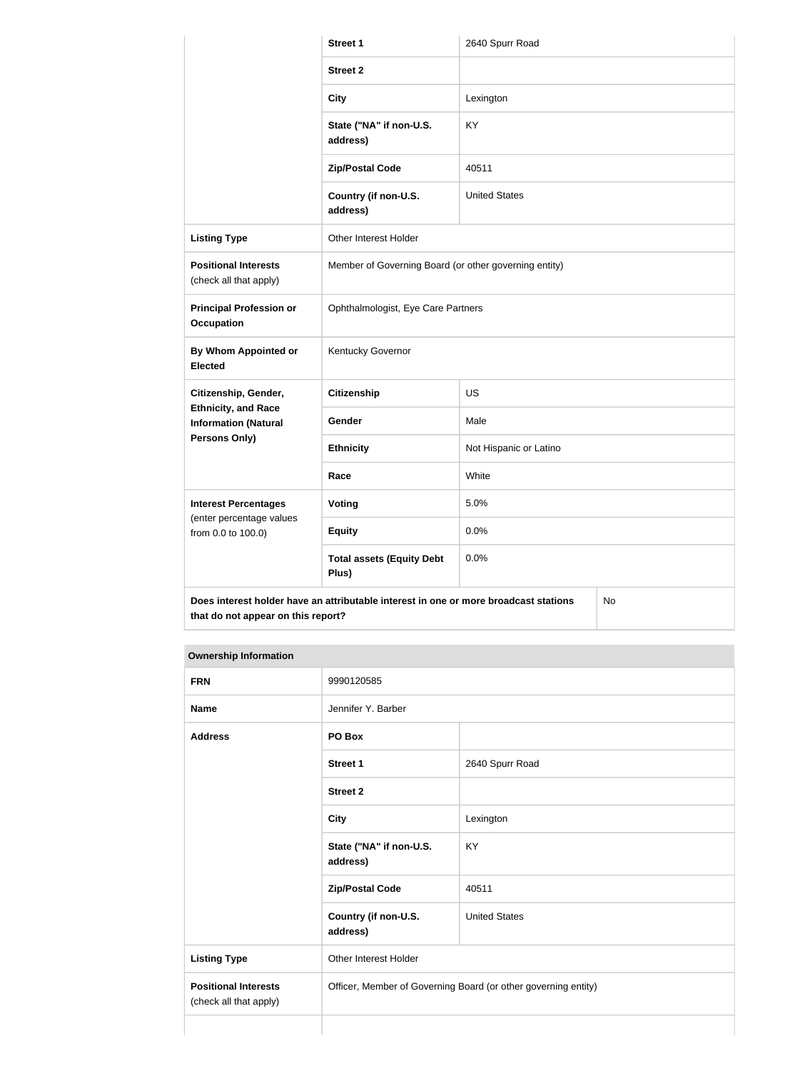| | | |
|---|---|---|
| | **Street 1** | 2640 Spurr Road |
| | **Street 2** | |
| | **City** | Lexington |
| | **State ("NA" if non-U.S. address)** | KY |
| | **Zip/Postal Code** | 40511 |
| | **Country (if non-U.S. address)** | United States |
| **Listing Type** | Other Interest Holder | |
| **Positional Interests** (check all that apply) | Member of Governing Board (or other governing entity) | |
| **Principal Profession or Occupation** | Ophthalmologist, Eye Care Partners | |
| **By Whom Appointed or Elected** | Kentucky Governor | |
| **Citizenship, Gender, Ethnicity, and Race Information (Natural Persons Only)** | **Citizenship** | US |
| | **Gender** | Male |
| | **Ethnicity** | Not Hispanic or Latino |
| | **Race** | White |
| **Interest Percentages** (enter percentage values from 0.0 to 100.0) | **Voting** | 5.0% |
| | **Equity** | 0.0% |
| | **Total assets (Equity Debt Plus)** | 0.0% |
| **Does interest holder have an attributable interest in one or more broadcast stations that do not appear on this report?** | | No |

**Ownership Information**

| | | |
|---|---|---|
| **FRN** | 9990120585 | |
| **Name** | Jennifer Y. Barber | |
| **Address** | **PO Box** | |
| | **Street 1** | 2640 Spurr Road |
| | **Street 2** | |
| | **City** | Lexington |
| | **State ("NA" if non-U.S. address)** | KY |
| | **Zip/Postal Code** | 40511 |
| | **Country (if non-U.S. address)** | United States |
| **Listing Type** | Other Interest Holder | |
| **Positional Interests** (check all that apply) | Officer, Member of Governing Board (or other governing entity) | |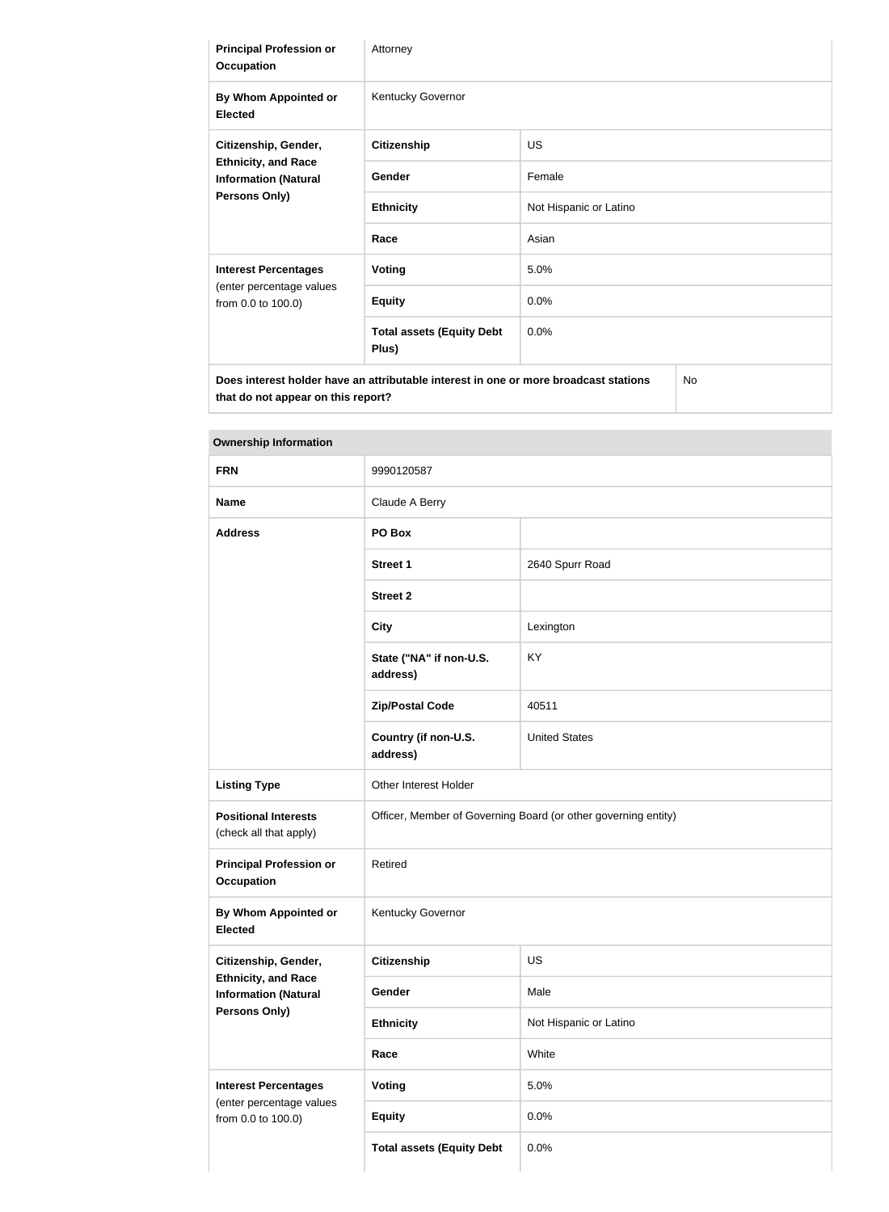| | | |
|---|---|---|
| **Principal Profession or Occupation** | Attorney | |
| **By Whom Appointed or Elected** | Kentucky Governor | |
| **Citizenship, Gender, Ethnicity, and Race Information (Natural Persons Only)** | **Citizenship** | US |
| | **Gender** | Female |
| | **Ethnicity** | Not Hispanic or Latino |
| | **Race** | Asian |
| **Interest Percentages** (enter percentage values from 0.0 to 100.0) | **Voting** | 5.0% |
| | **Equity** | 0.0% |
| | **Total assets (Equity Debt Plus)** | 0.0% |
| **Does interest holder have an attributable interest in one or more broadcast stations that do not appear on this report?** | | No |

| **Ownership Information** | | |
|---|---|---|
| **FRN** | 9990120587 | |
| **Name** | Claude A Berry | |
| **Address** | **PO Box** | |
| | **Street 1** | 2640 Spurr Road |
| | **Street 2** | |
| | **City** | Lexington |
| | **State ("NA" if non-U.S. address)** | KY |
| | **Zip/Postal Code** | 40511 |
| | **Country (if non-U.S. address)** | United States |
| **Listing Type** | Other Interest Holder | |
| **Positional Interests** (check all that apply) | Officer, Member of Governing Board (or other governing entity) | |
| **Principal Profession or Occupation** | Retired | |
| **By Whom Appointed or Elected** | Kentucky Governor | |
| **Citizenship, Gender, Ethnicity, and Race Information (Natural Persons Only)** | **Citizenship** | US |
| | **Gender** | Male |
| | **Ethnicity** | Not Hispanic or Latino |
| | **Race** | White |
| **Interest Percentages** (enter percentage values from 0.0 to 100.0) | **Voting** | 5.0% |
| | **Equity** | 0.0% |
| | **Total assets (Equity Debt** | 0.0% |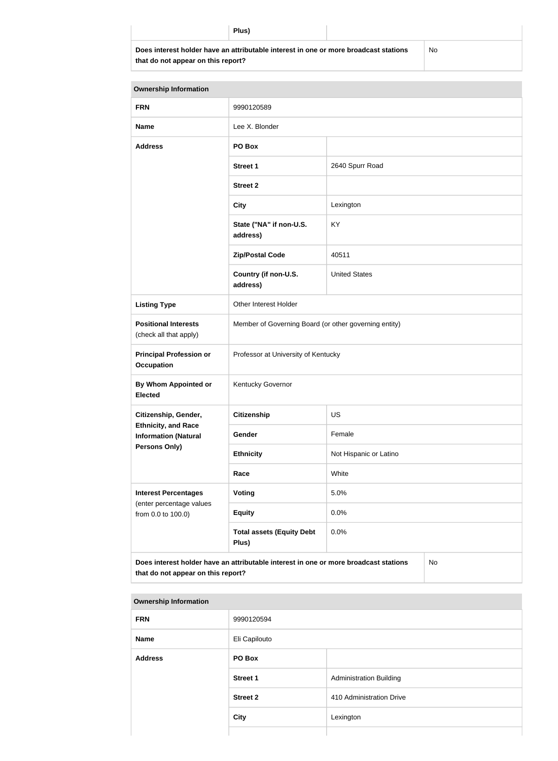| | Plus) | |
|---|---|---|
| **Does interest holder have an attributable interest in one or more broadcast stations that do not appear on this report?** | | No |

| **Ownership Information** | | |
|---|---|---|
| **FRN** | 9990120589 | |
| **Name** | Lee X. Blonder | |
| **Address** | **PO Box** | |
| | **Street 1** | 2640 Spurr Road |
| | **Street 2** | |
| | **City** | Lexington |
| | **State ("NA" if non-U.S. address)** | KY |
| | **Zip/Postal Code** | 40511 |
| | **Country (if non-U.S. address)** | United States |
| **Listing Type** | Other Interest Holder | |
| **Positional Interests** (check all that apply) | Member of Governing Board (or other governing entity) | |
| **Principal Profession or Occupation** | Professor at University of Kentucky | |
| **By Whom Appointed or Elected** | Kentucky Governor | |
| **Citizenship, Gender, Ethnicity, and Race Information (Natural Persons Only)** | **Citizenship** | US |
| | **Gender** | Female |
| | **Ethnicity** | Not Hispanic or Latino |
| | **Race** | White |
| **Interest Percentages** (enter percentage values from 0.0 to 100.0) | **Voting** | 5.0% |
| | **Equity** | 0.0% |
| | **Total assets (Equity Debt Plus)** | 0.0% |
| **Does interest holder have an attributable interest in one or more broadcast stations that do not appear on this report?** | | No |

| **Ownership Information** | | |
|---|---|---|
| **FRN** | 9990120594 | |
| **Name** | Eli Capilouto | |
| **Address** | **PO Box** | |
| | **Street 1** | Administration Building |
| | **Street 2** | 410 Administration Drive |
| | **City** | Lexington |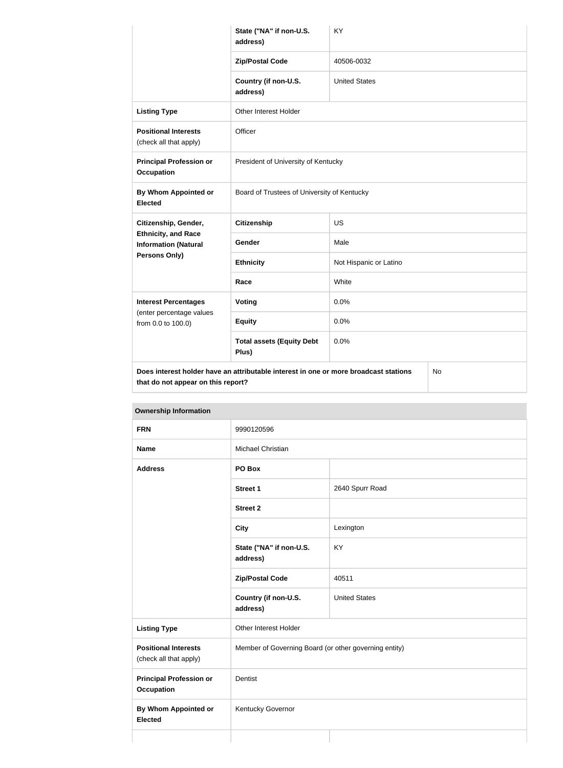| | | |
|---|---|---|
| | State ("NA" if non-U.S. address) | KY |
| | Zip/Postal Code | 40506-0032 |
| | Country (if non-U.S. address) | United States |
| **Listing Type** | Other Interest Holder | |
| **Positional Interests** (check all that apply) | Officer | |
| **Principal Profession or Occupation** | President of University of Kentucky | |
| **By Whom Appointed or Elected** | Board of Trustees of University of Kentucky | |
| **Citizenship, Gender, Ethnicity, and Race Information (Natural Persons Only)** | **Citizenship** | US |
| | **Gender** | Male |
| | **Ethnicity** | Not Hispanic or Latino |
| | **Race** | White |
| **Interest Percentages** (enter percentage values from 0.0 to 100.0) | **Voting** | 0.0% |
| | **Equity** | 0.0% |
| | **Total assets (Equity Debt Plus)** | 0.0% |
| **Does interest holder have an attributable interest in one or more broadcast stations that do not appear on this report?** | | No |

**Ownership Information**

| | | |
|---|---|---|
| **FRN** | 9990120596 | |
| **Name** | Michael Christian | |
| **Address** | **PO Box** | |
| | **Street 1** | 2640 Spurr Road |
| | **Street 2** | |
| | **City** | Lexington |
| | **State ("NA" if non-U.S. address)** | KY |
| | **Zip/Postal Code** | 40511 |
| | **Country (if non-U.S. address)** | United States |
| **Listing Type** | Other Interest Holder | |
| **Positional Interests** (check all that apply) | Member of Governing Board (or other governing entity) | |
| **Principal Profession or Occupation** | Dentist | |
| **By Whom Appointed or Elected** | Kentucky Governor | |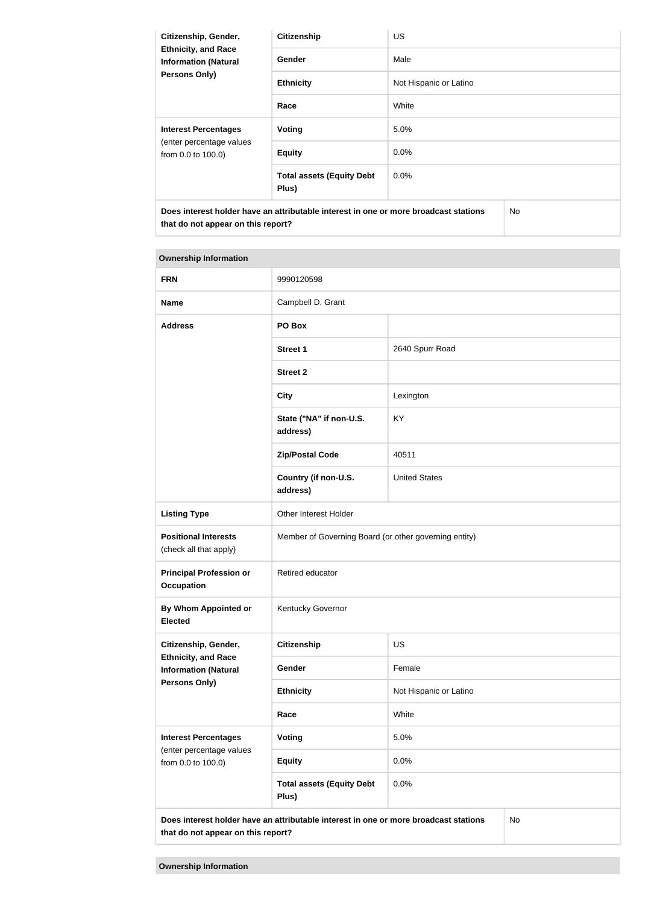| Citizenship, Gender, Ethnicity, and Race Information (Natural Persons Only) | Citizenship | US |
|---|---|---|
| | Gender | Male |
| | Ethnicity | Not Hispanic or Latino |
| | Race | White |
| **Interest Percentages** (enter percentage values from 0.0 to 100.0) | Voting | 5.0% |
| | Equity | 0.0% |
| | Total assets (Equity Debt Plus) | 0.0% |
| **Does interest holder have an attributable interest in one or more broadcast stations that do not appear on this report?** | | No |

**Ownership Information**

| FRN | 9990120598 | |
|---|---|---|
| **Name** | Campbell D. Grant | |
| **Address** | PO Box | |
| | Street 1 | 2640 Spurr Road |
| | Street 2 | |
| | City | Lexington |
| | State ("NA" if non-U.S. address) | KY |
| | Zip/Postal Code | 40511 |
| | Country (if non-U.S. address) | United States |
| **Listing Type** | Other Interest Holder | |
| **Positional Interests** (check all that apply) | Member of Governing Board (or other governing entity) | |
| **Principal Profession or Occupation** | Retired educator | |
| **By Whom Appointed or Elected** | Kentucky Governor | |
| **Citizenship, Gender, Ethnicity, and Race Information (Natural Persons Only)** | Citizenship | US |
| | Gender | Female |
| | Ethnicity | Not Hispanic or Latino |
| | Race | White |
| **Interest Percentages** (enter percentage values from 0.0 to 100.0) | Voting | 5.0% |
| | Equity | 0.0% |
| | Total assets (Equity Debt Plus) | 0.0% |
| **Does interest holder have an attributable interest in one or more broadcast stations that do not appear on this report?** | | No |

**Ownership Information**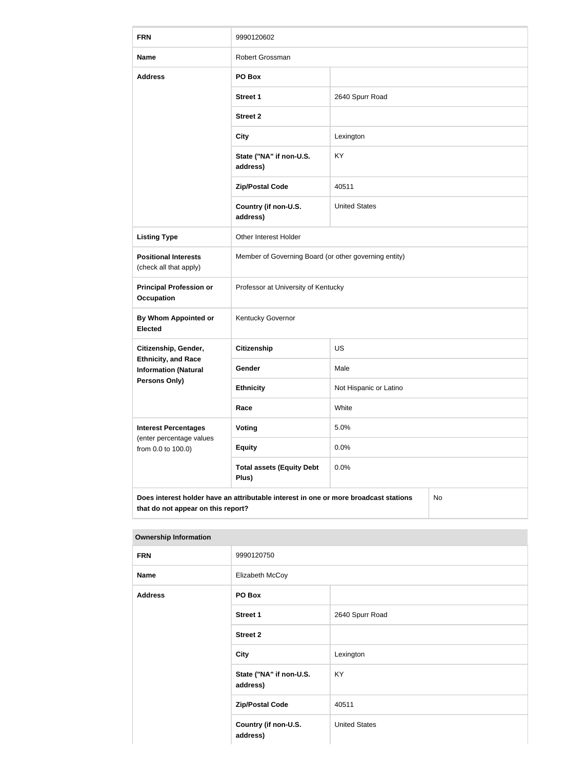| FRN | 9990120602 | |
|---|---|---|
| **Name** | Robert Grossman | |
| **Address** | **PO Box** | |
| | **Street 1** | 2640 Spurr Road |
| | **Street 2** | |
| | **City** | Lexington |
| | **State ("NA" if non-U.S. address)** | KY |
| | **Zip/Postal Code** | 40511 |
| | **Country (if non-U.S. address)** | United States |
| **Listing Type** | Other Interest Holder | |
| **Positional Interests** (check all that apply) | Member of Governing Board (or other governing entity) | |
| **Principal Profession or Occupation** | Professor at University of Kentucky | |
| **By Whom Appointed or Elected** | Kentucky Governor | |
| **Citizenship, Gender, Ethnicity, and Race Information (Natural Persons Only)** | **Citizenship** | US |
| | **Gender** | Male |
| | **Ethnicity** | Not Hispanic or Latino |
| | **Race** | White |
| **Interest Percentages** (enter percentage values from 0.0 to 100.0) | **Voting** | 5.0% |
| | **Equity** | 0.0% |
| | **Total assets (Equity Debt Plus)** | 0.0% |
| **Does interest holder have an attributable interest in one or more broadcast stations that do not appear on this report?** | | No |

**Ownership Information**

| FRN | 9990120750 | |
|---|---|---|
| **Name** | Elizabeth McCoy | |
| **Address** | **PO Box** | |
| | **Street 1** | 2640 Spurr Road |
| | **Street 2** | |
| | **City** | Lexington |
| | **State ("NA" if non-U.S. address)** | KY |
| | **Zip/Postal Code** | 40511 |
| | **Country (if non-U.S. address)** | United States |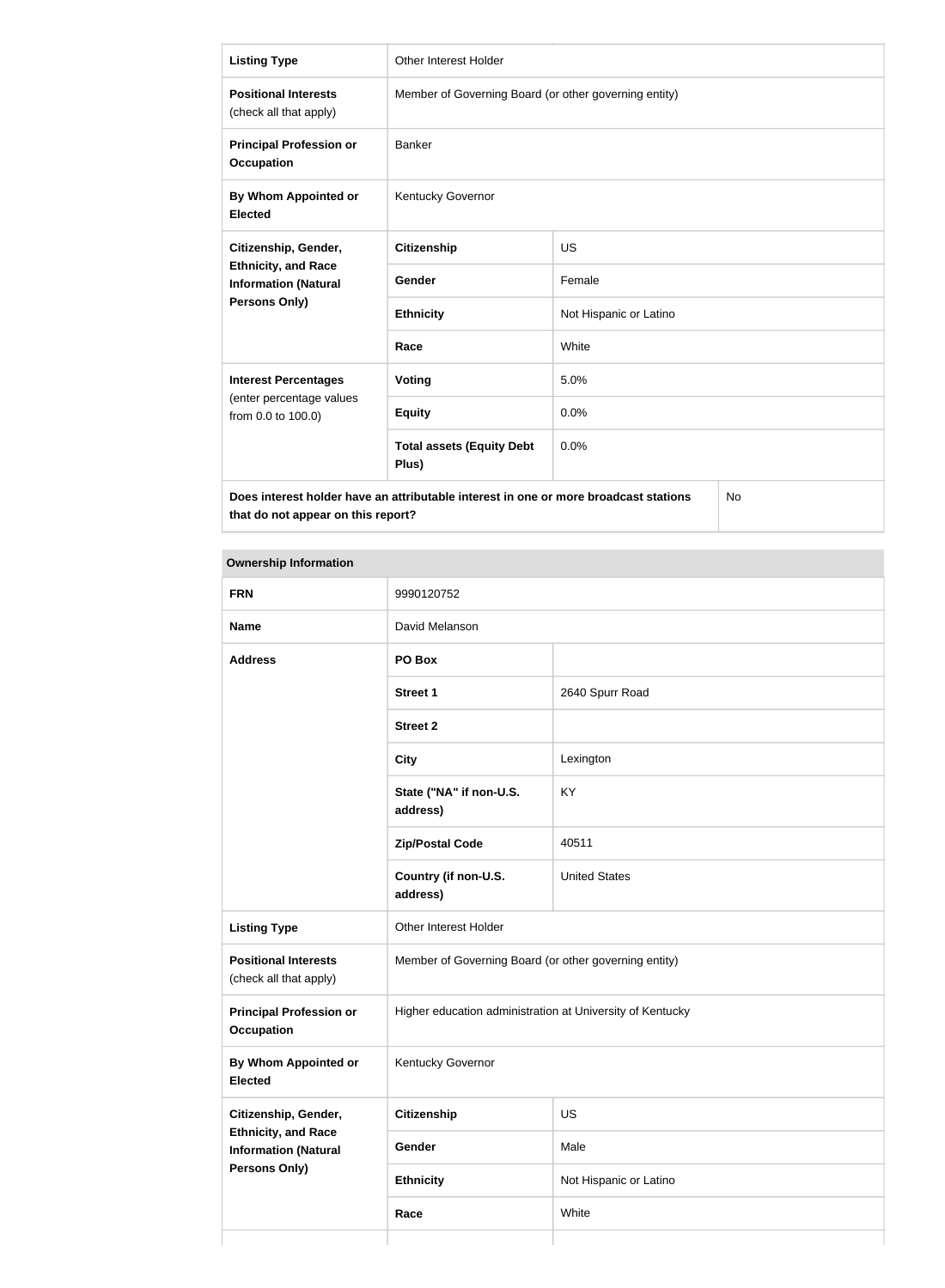| Listing Type | Other Interest Holder | |
|---|---|---|
| **Positional Interests** (check all that apply) | Member of Governing Board (or other governing entity) | |
| **Principal Profession or Occupation** | Banker | |
| **By Whom Appointed or Elected** | Kentucky Governor | |
| **Citizenship, Gender, Ethnicity, and Race Information (Natural Persons Only)** | **Citizenship** | US |
| | **Gender** | Female |
| | **Ethnicity** | Not Hispanic or Latino |
| | **Race** | White |
| **Interest Percentages** (enter percentage values from 0.0 to 100.0) | **Voting** | 5.0% |
| | **Equity** | 0.0% |
| | **Total assets (Equity Debt Plus)** | 0.0% |
| **Does interest holder have an attributable interest in one or more broadcast stations that do not appear on this report?** | | No |

| Ownership Information | | |
|---|---|---|
| **FRN** | 9990120752 | |
| **Name** | David Melanson | |
| **Address** | **PO Box** | |
| | **Street 1** | 2640 Spurr Road |
| | **Street 2** | |
| | **City** | Lexington |
| | **State ("NA" if non-U.S. address)** | KY |
| | **Zip/Postal Code** | 40511 |
| | **Country (if non-U.S. address)** | United States |
| **Listing Type** | Other Interest Holder | |
| **Positional Interests** (check all that apply) | Member of Governing Board (or other governing entity) | |
| **Principal Profession or Occupation** | Higher education administration at University of Kentucky | |
| **By Whom Appointed or Elected** | Kentucky Governor | |
| **Citizenship, Gender, Ethnicity, and Race Information (Natural Persons Only)** | **Citizenship** | US |
| | **Gender** | Male |
| | **Ethnicity** | Not Hispanic or Latino |
| | **Race** | White |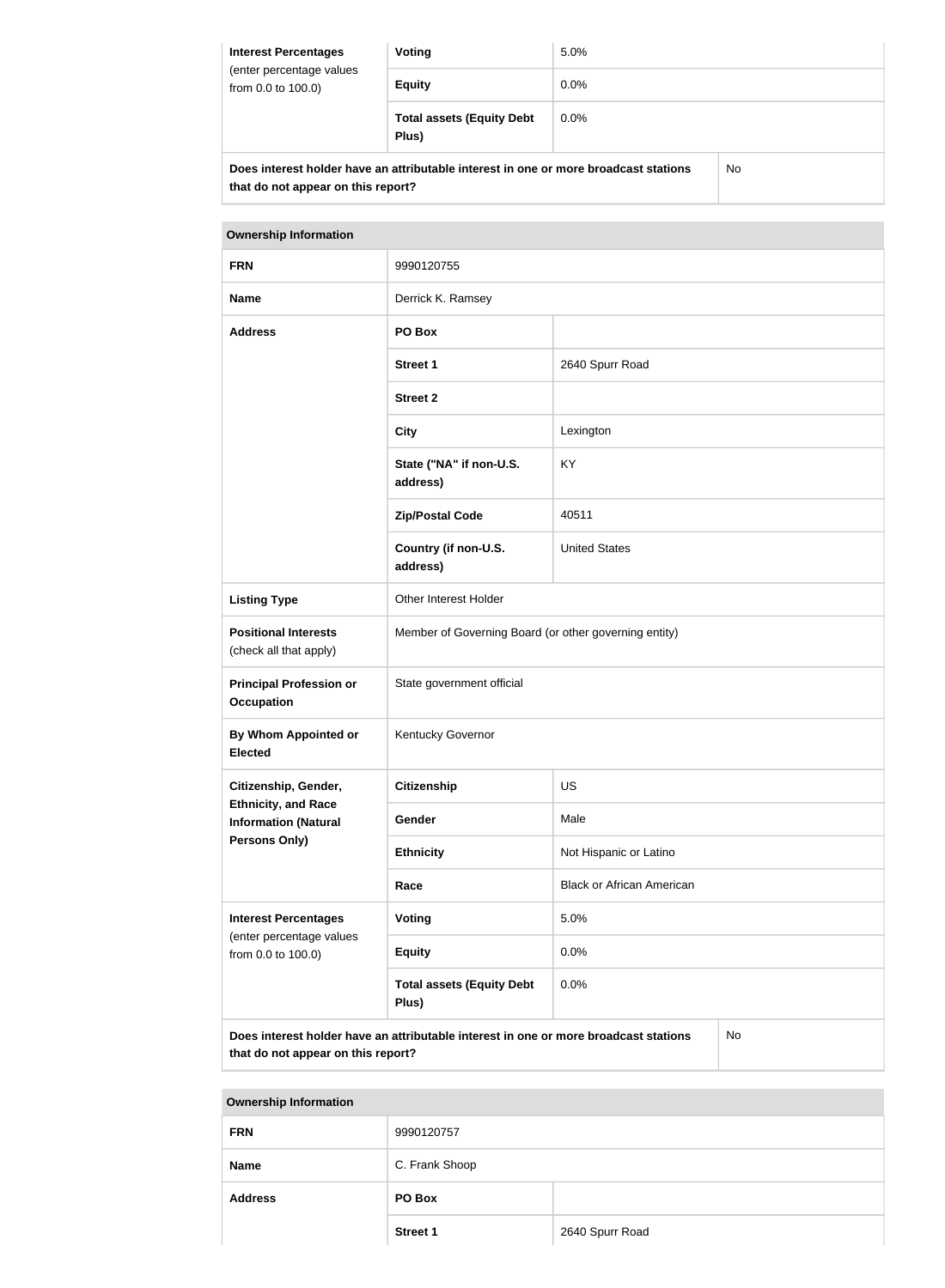| Interest Percentages (enter percentage values from 0.0 to 100.0) | Voting | 5.0% |
|---|---|---|
| | Equity | 0.0% |
| | Total assets (Equity Debt Plus) | 0.0% |

| Does interest holder have an attributable interest in one or more broadcast stations that do not appear on this report? | No |
|---|---|

| Ownership Information | | |
|---|---|---|
| FRN | 9990120755 | |
| Name | Derrick K. Ramsey | |
| Address | PO Box | |
| | Street 1 | 2640 Spurr Road |
| | Street 2 | |
| | City | Lexington |
| | State ("NA" if non-U.S. address) | KY |
| | Zip/Postal Code | 40511 |
| | Country (if non-U.S. address) | United States |
| Listing Type | Other Interest Holder | |
| Positional Interests (check all that apply) | Member of Governing Board (or other governing entity) | |
| Principal Profession or Occupation | State government official | |
| By Whom Appointed or Elected | Kentucky Governor | |
| Citizenship, Gender, Ethnicity, and Race Information (Natural Persons Only) | Citizenship | US |
| | Gender | Male |
| | Ethnicity | Not Hispanic or Latino |
| | Race | Black or African American |
| Interest Percentages (enter percentage values from 0.0 to 100.0) | Voting | 5.0% |
| | Equity | 0.0% |
| | Total assets (Equity Debt Plus) | 0.0% |

| Does interest holder have an attributable interest in one or more broadcast stations that do not appear on this report? | No |
|---|---|

| Ownership Information | | |
|---|---|---|
| FRN | 9990120757 | |
| Name | C. Frank Shoop | |
| Address | PO Box | |
| | Street 1 | 2640 Spurr Road |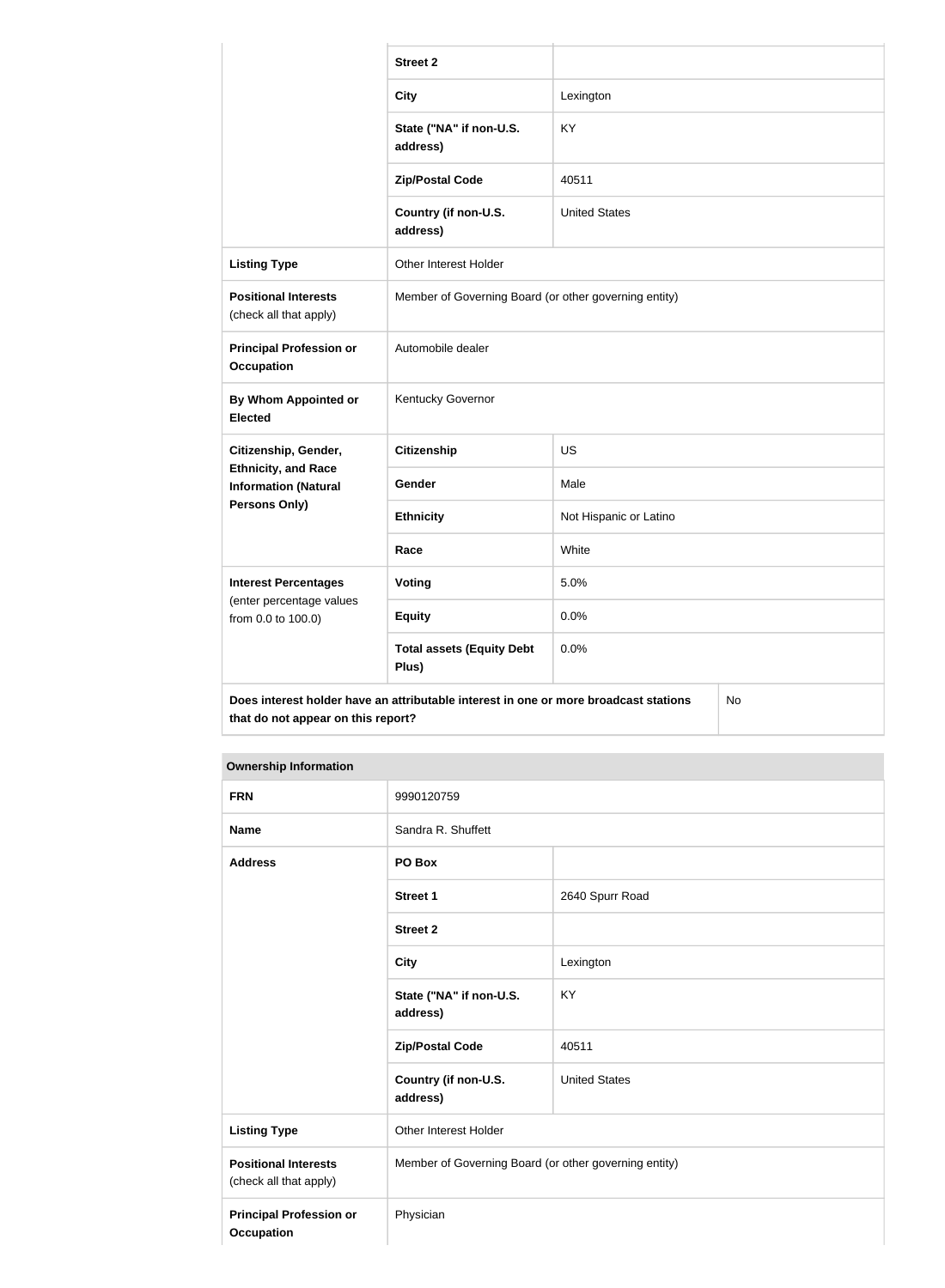| | | |
|---|---|---|
| | **Street 2** | |
| | **City** | Lexington |
| | **State ("NA" if non-U.S. address)** | KY |
| | **Zip/Postal Code** | 40511 |
| | **Country (if non-U.S. address)** | United States |
| **Listing Type** | Other Interest Holder | |
| **Positional Interests** (check all that apply) | Member of Governing Board (or other governing entity) | |
| **Principal Profession or Occupation** | Automobile dealer | |
| **By Whom Appointed or Elected** | Kentucky Governor | |
| **Citizenship, Gender, Ethnicity, and Race Information (Natural Persons Only)** | **Citizenship** | US |
| | **Gender** | Male |
| | **Ethnicity** | Not Hispanic or Latino |
| | **Race** | White |
| **Interest Percentages** (enter percentage values from 0.0 to 100.0) | **Voting** | 5.0% |
| | **Equity** | 0.0% |
| | **Total assets (Equity Debt Plus)** | 0.0% |
| **Does interest holder have an attributable interest in one or more broadcast stations that do not appear on this report?** | | No |

| **Ownership Information** | | |
|---|---|---|
| **FRN** | 9990120759 | |
| **Name** | Sandra R. Shuffett | |
| **Address** | **PO Box** | |
| | **Street 1** | 2640 Spurr Road |
| | **Street 2** | |
| | **City** | Lexington |
| | **State ("NA" if non-U.S. address)** | KY |
| | **Zip/Postal Code** | 40511 |
| | **Country (if non-U.S. address)** | United States |
| **Listing Type** | Other Interest Holder | |
| **Positional Interests** (check all that apply) | Member of Governing Board (or other governing entity) | |
| **Principal Profession or Occupation** | Physician | |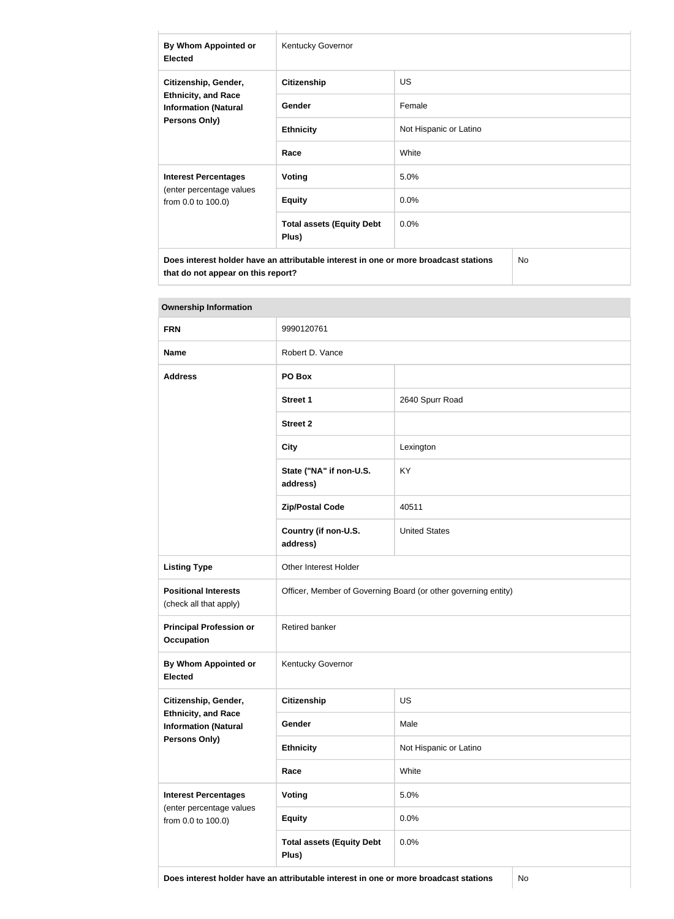| | | |
|---|---|---|
| **By Whom Appointed or Elected** | Kentucky Governor | |
| **Citizenship, Gender, Ethnicity, and Race Information (Natural Persons Only)** | **Citizenship** | US |
| | **Gender** | Female |
| | **Ethnicity** | Not Hispanic or Latino |
| | **Race** | White |
| **Interest Percentages** (enter percentage values from 0.0 to 100.0) | **Voting** | 5.0% |
| | **Equity** | 0.0% |
| | **Total assets (Equity Debt Plus)** | 0.0% |
| **Does interest holder have an attributable interest in one or more broadcast stations that do not appear on this report?** | | No |

| **Ownership Information** | | |
|---|---|---|
| **FRN** | 9990120761 | |
| **Name** | Robert D. Vance | |
| **Address** | **PO Box** | |
| | **Street 1** | 2640 Spurr Road |
| | **Street 2** | |
| | **City** | Lexington |
| | **State ("NA" if non-U.S. address)** | KY |
| | **Zip/Postal Code** | 40511 |
| | **Country (if non-U.S. address)** | United States |
| **Listing Type** | Other Interest Holder | |
| **Positional Interests** (check all that apply) | Officer, Member of Governing Board (or other governing entity) | |
| **Principal Profession or Occupation** | Retired banker | |
| **By Whom Appointed or Elected** | Kentucky Governor | |
| **Citizenship, Gender, Ethnicity, and Race Information (Natural Persons Only)** | **Citizenship** | US |
| | **Gender** | Male |
| | **Ethnicity** | Not Hispanic or Latino |
| | **Race** | White |
| **Interest Percentages** (enter percentage values from 0.0 to 100.0) | **Voting** | 5.0% |
| | **Equity** | 0.0% |
| | **Total assets (Equity Debt Plus)** | 0.0% |
| **Does interest holder have an attributable interest in one or more broadcast stations** | | No |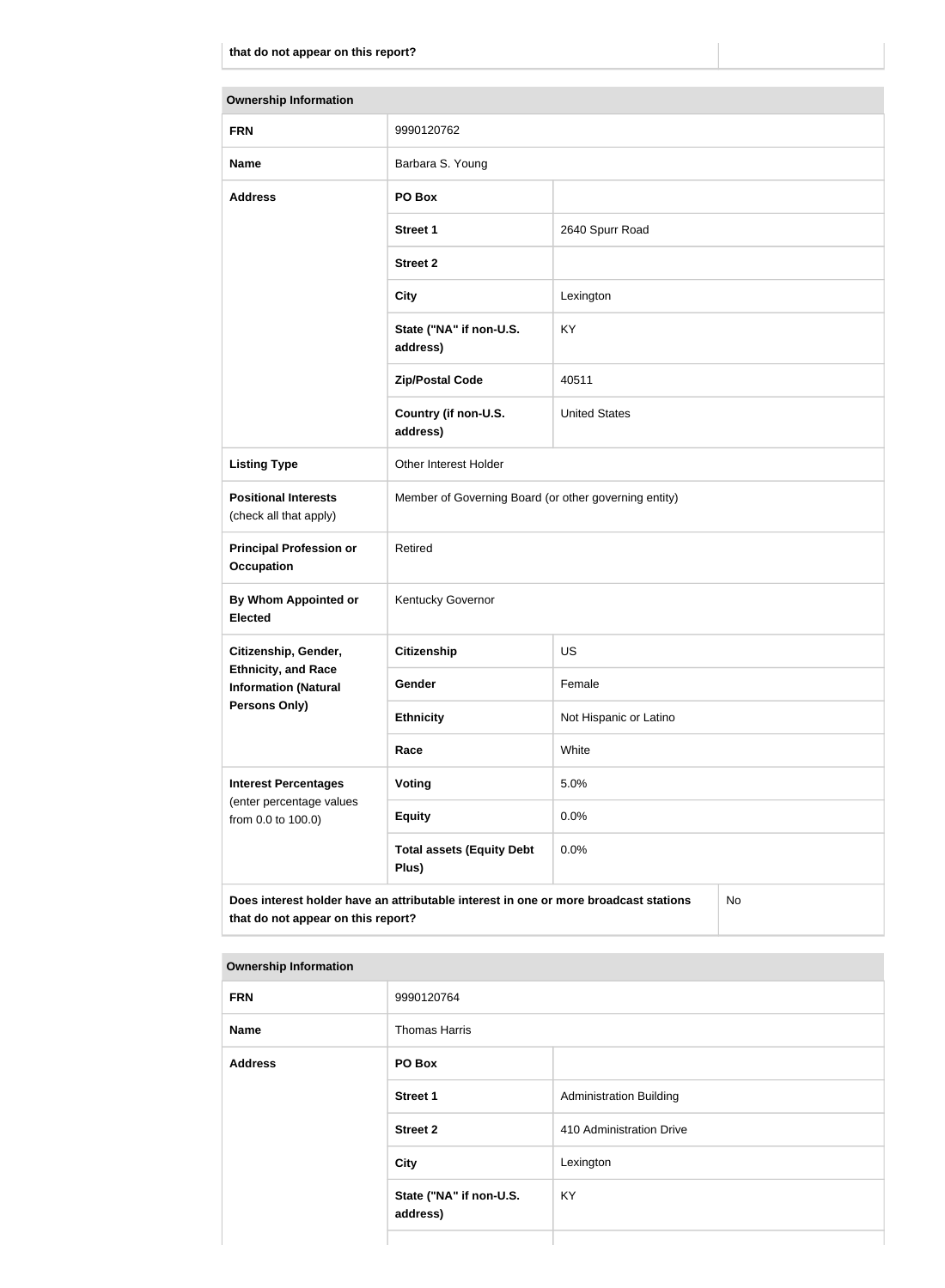| that do not appear on this report? | |
|---|---|

| Ownership Information | | |
|---|---|---|
| **FRN** | 9990120762 | |
| **Name** | Barbara S. Young | |
| **Address** | **PO Box** | |
| | **Street 1** | 2640 Spurr Road |
| | **Street 2** | |
| | **City** | Lexington |
| | **State ("NA" if non-U.S. address)** | KY |
| | **Zip/Postal Code** | 40511 |
| | **Country (if non-U.S. address)** | United States |
| **Listing Type** | Other Interest Holder | |
| **Positional Interests** (check all that apply) | Member of Governing Board (or other governing entity) | |
| **Principal Profession or Occupation** | Retired | |
| **By Whom Appointed or Elected** | Kentucky Governor | |
| **Citizenship, Gender, Ethnicity, and Race Information (Natural Persons Only)** | **Citizenship** | US |
| | **Gender** | Female |
| | **Ethnicity** | Not Hispanic or Latino |
| | **Race** | White |
| **Interest Percentages** (enter percentage values from 0.0 to 100.0) | **Voting** | 5.0% |
| | **Equity** | 0.0% |
| | **Total assets (Equity Debt Plus)** | 0.0% |
| **Does interest holder have an attributable interest in one or more broadcast stations that do not appear on this report?** | | No |

| Ownership Information | | |
|---|---|---|
| **FRN** | 9990120764 | |
| **Name** | Thomas Harris | |
| **Address** | **PO Box** | |
| | **Street 1** | Administration Building |
| | **Street 2** | 410 Administration Drive |
| | **City** | Lexington |
| | **State ("NA" if non-U.S. address)** | KY |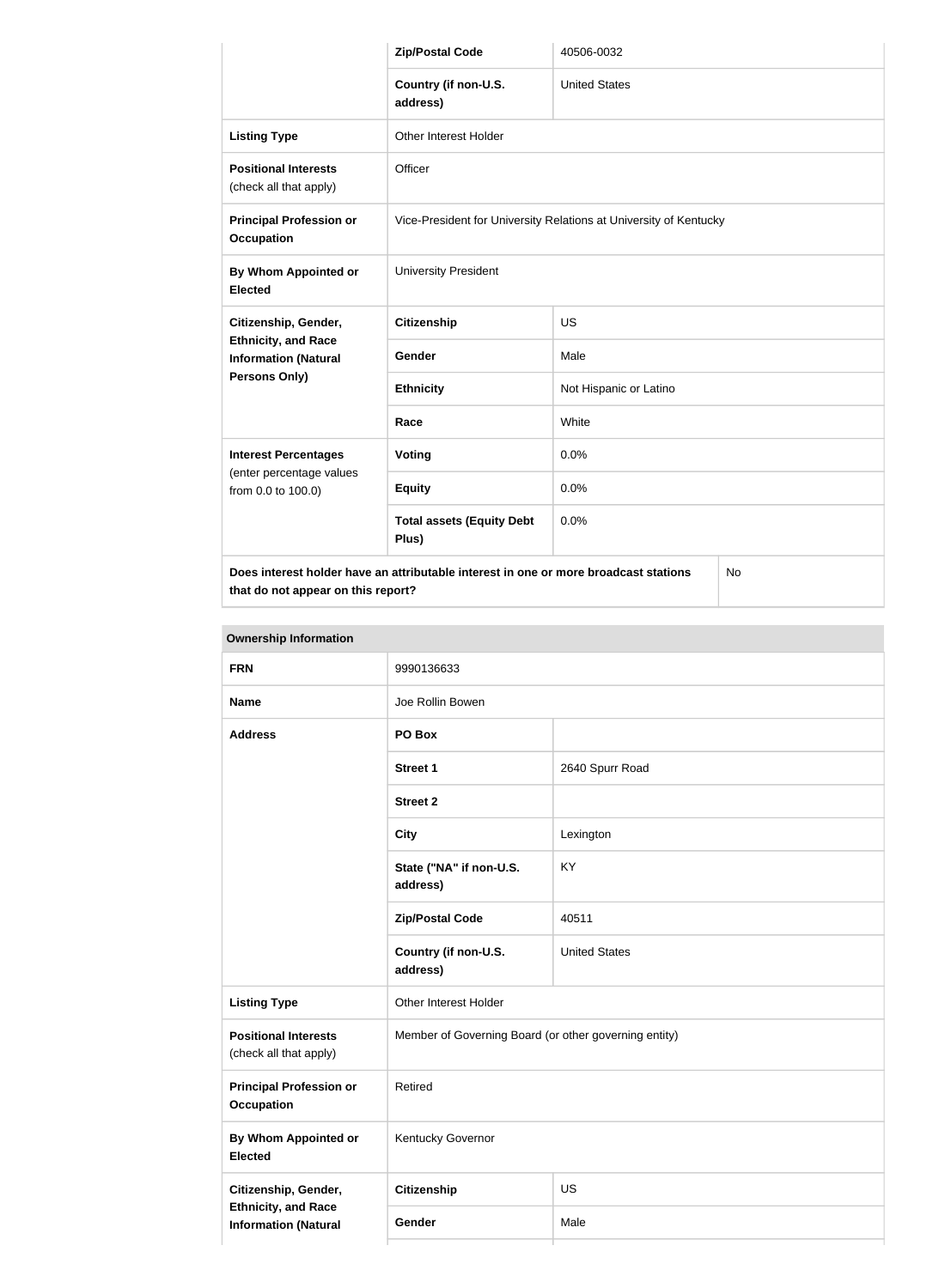| | | |
|---|---|---|
| | **Zip/Postal Code** | 40506-0032 |
| | **Country (if non-U.S. address)** | United States |
| **Listing Type** | Other Interest Holder | |
| **Positional Interests** (check all that apply) | Officer | |
| **Principal Profession or Occupation** | Vice-President for University Relations at University of Kentucky | |
| **By Whom Appointed or Elected** | University President | |
| **Citizenship, Gender, Ethnicity, and Race Information (Natural Persons Only)** | **Citizenship** | US |
| | **Gender** | Male |
| | **Ethnicity** | Not Hispanic or Latino |
| | **Race** | White |
| **Interest Percentages** (enter percentage values from 0.0 to 100.0) | **Voting** | 0.0% |
| | **Equity** | 0.0% |
| | **Total assets (Equity Debt Plus)** | 0.0% |
| **Does interest holder have an attributable interest in one or more broadcast stations that do not appear on this report?** | | No |

| **Ownership Information** | | |
|---|---|---|
| **FRN** | 9990136633 | |
| **Name** | Joe Rollin Bowen | |
| **Address** | **PO Box** | |
| | **Street 1** | 2640 Spurr Road |
| | **Street 2** | |
| | **City** | Lexington |
| | **State ("NA" if non-U.S. address)** | KY |
| | **Zip/Postal Code** | 40511 |
| | **Country (if non-U.S. address)** | United States |
| **Listing Type** | Other Interest Holder | |
| **Positional Interests** (check all that apply) | Member of Governing Board (or other governing entity) | |
| **Principal Profession or Occupation** | Retired | |
| **By Whom Appointed or Elected** | Kentucky Governor | |
| **Citizenship, Gender, Ethnicity, and Race Information (Natural** | **Citizenship** | US |
| | **Gender** | Male |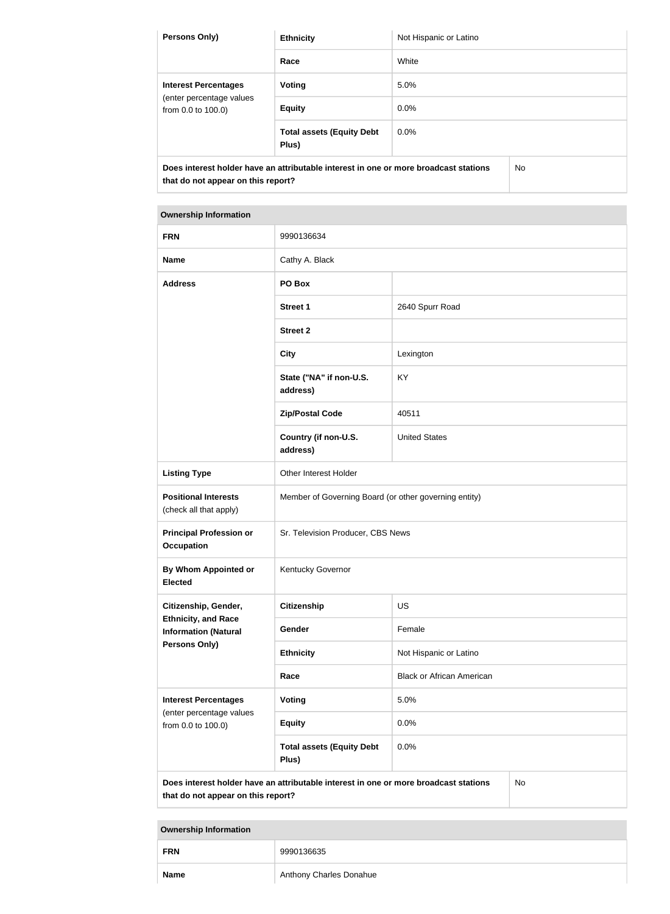| Persons Only) | Ethnicity | Not Hispanic or Latino |
|---|---|---|
| | Race | White |
| **Interest Percentages** (enter percentage values from 0.0 to 100.0) | **Voting** | 5.0% |
| | **Equity** | 0.0% |
| | **Total assets (Equity Debt Plus)** | 0.0% |
| **Does interest holder have an attributable interest in one or more broadcast stations that do not appear on this report?** | | No |

| Ownership Information | | |
|---|---|---|
| **FRN** | 9990136634 | |
| **Name** | Cathy A. Black | |
| **Address** | **PO Box** | |
| | **Street 1** | 2640 Spurr Road |
| | **Street 2** | |
| | **City** | Lexington |
| | **State ("NA" if non-U.S. address)** | KY |
| | **Zip/Postal Code** | 40511 |
| | **Country (if non-U.S. address)** | United States |
| **Listing Type** | Other Interest Holder | |
| **Positional Interests** (check all that apply) | Member of Governing Board (or other governing entity) | |
| **Principal Profession or Occupation** | Sr. Television Producer, CBS News | |
| **By Whom Appointed or Elected** | Kentucky Governor | |
| **Citizenship, Gender, Ethnicity, and Race Information (Natural Persons Only)** | **Citizenship** | US |
| | **Gender** | Female |
| | **Ethnicity** | Not Hispanic or Latino |
| | **Race** | Black or African American |
| **Interest Percentages** (enter percentage values from 0.0 to 100.0) | **Voting** | 5.0% |
| | **Equity** | 0.0% |
| | **Total assets (Equity Debt Plus)** | 0.0% |
| **Does interest holder have an attributable interest in one or more broadcast stations that do not appear on this report?** | | No |

| Ownership Information | |
|---|---|
| **FRN** | 9990136635 |
| **Name** | Anthony Charles Donahue |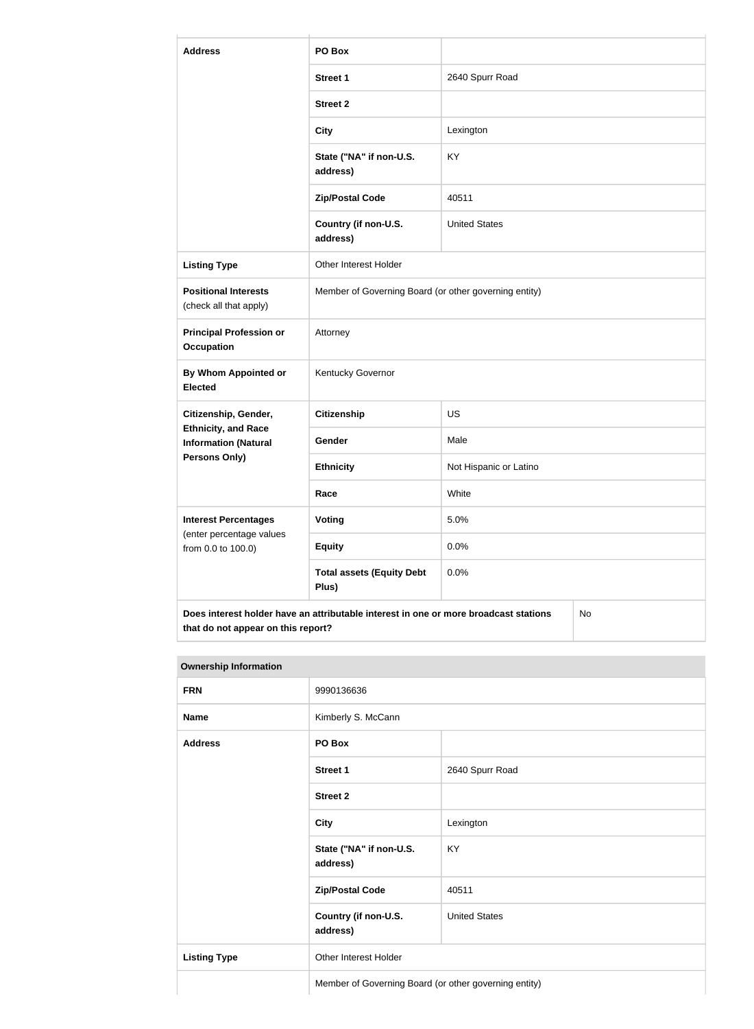| Address | PO Box | |
|---|---|---|
| | Street 1 | 2640 Spurr Road |
| | Street 2 | |
| | City | Lexington |
| | State ("NA" if non-U.S. address) | KY |
| | Zip/Postal Code | 40511 |
| | Country (if non-U.S. address) | United States |
| Listing Type | Other Interest Holder | |
| Positional Interests (check all that apply) | Member of Governing Board (or other governing entity) | |
| Principal Profession or Occupation | Attorney | |
| By Whom Appointed or Elected | Kentucky Governor | |
| Citizenship, Gender, Ethnicity, and Race Information (Natural Persons Only) | Citizenship | US |
| | Gender | Male |
| | Ethnicity | Not Hispanic or Latino |
| | Race | White |
| Interest Percentages (enter percentage values from 0.0 to 100.0) | Voting | 5.0% |
| | Equity | 0.0% |
| | Total assets (Equity Debt Plus) | 0.0% |
| Does interest holder have an attributable interest in one or more broadcast stations that do not appear on this report? | | No |

| Ownership Information | | |
|---|---|---|
| FRN | 9990136636 | |
| Name | Kimberly S. McCann | |
| Address | PO Box | |
| | Street 1 | 2640 Spurr Road |
| | Street 2 | |
| | City | Lexington |
| | State ("NA" if non-U.S. address) | KY |
| | Zip/Postal Code | 40511 |
| | Country (if non-U.S. address) | United States |
| Listing Type | Other Interest Holder | |
| | Member of Governing Board (or other governing entity) | |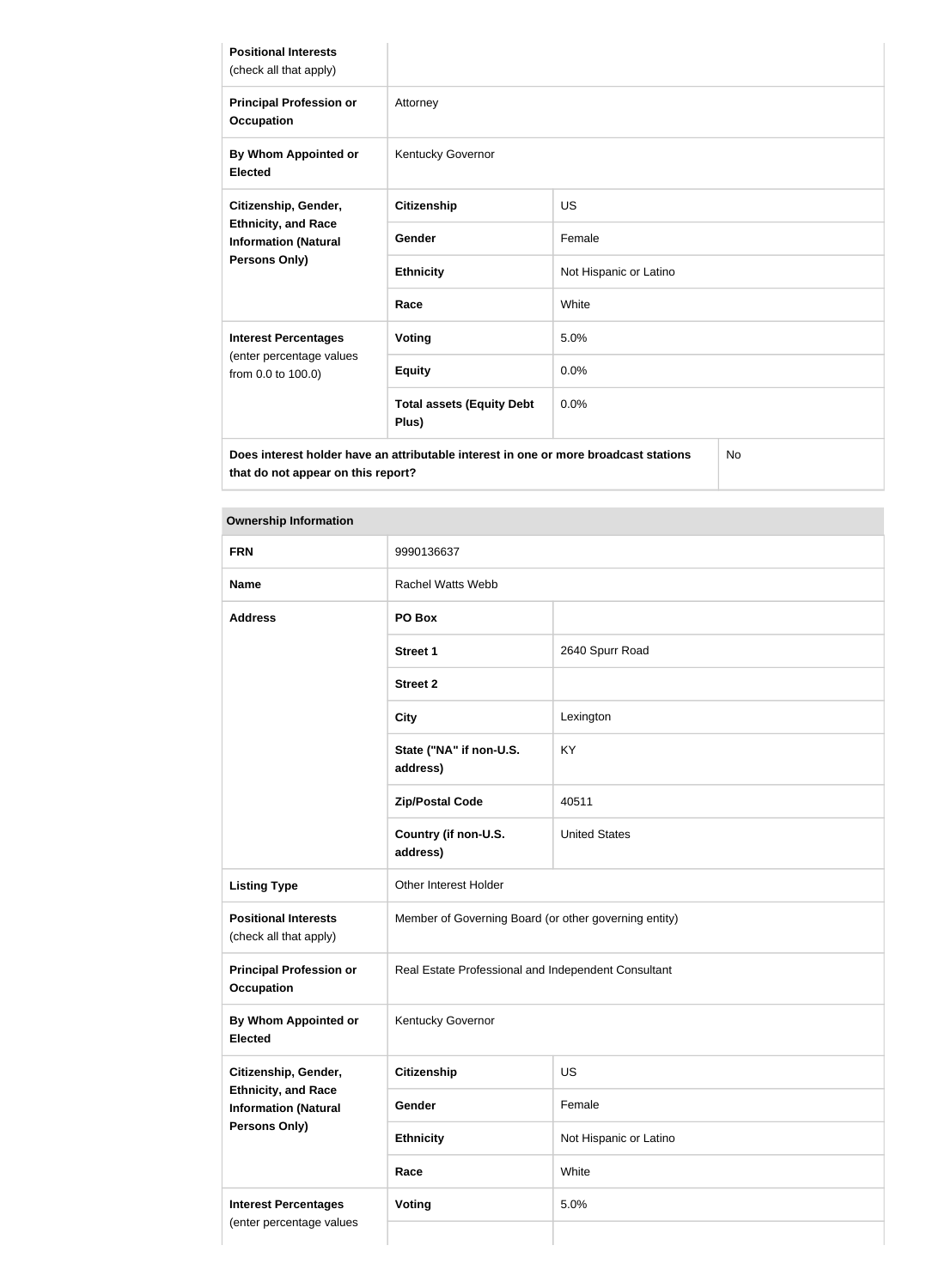| | | |
|---|---|---|
| **Positional Interests** (check all that apply) | | |
| **Principal Profession or Occupation** | Attorney | |
| **By Whom Appointed or Elected** | Kentucky Governor | |
| **Citizenship, Gender, Ethnicity, and Race Information (Natural Persons Only)** | **Citizenship** | US |
| | **Gender** | Female |
| | **Ethnicity** | Not Hispanic or Latino |
| | **Race** | White |
| **Interest Percentages** (enter percentage values from 0.0 to 100.0) | **Voting** | 5.0% |
| | **Equity** | 0.0% |
| | **Total assets (Equity Debt Plus)** | 0.0% |
| **Does interest holder have an attributable interest in one or more broadcast stations that do not appear on this report?** | | No |

**Ownership Information**

| | | |
|---|---|---|
| **FRN** | 9990136637 | |
| **Name** | Rachel Watts Webb | |
| **Address** | **PO Box** | |
| | **Street 1** | 2640 Spurr Road |
| | **Street 2** | |
| | **City** | Lexington |
| | **State ("NA" if non-U.S. address)** | KY |
| | **Zip/Postal Code** | 40511 |
| | **Country (if non-U.S. address)** | United States |
| **Listing Type** | Other Interest Holder | |
| **Positional Interests** (check all that apply) | Member of Governing Board (or other governing entity) | |
| **Principal Profession or Occupation** | Real Estate Professional and Independent Consultant | |
| **By Whom Appointed or Elected** | Kentucky Governor | |
| **Citizenship, Gender, Ethnicity, and Race Information (Natural Persons Only)** | **Citizenship** | US |
| | **Gender** | Female |
| | **Ethnicity** | Not Hispanic or Latino |
| | **Race** | White |
| **Interest Percentages** (enter percentage values | **Voting** | 5.0% |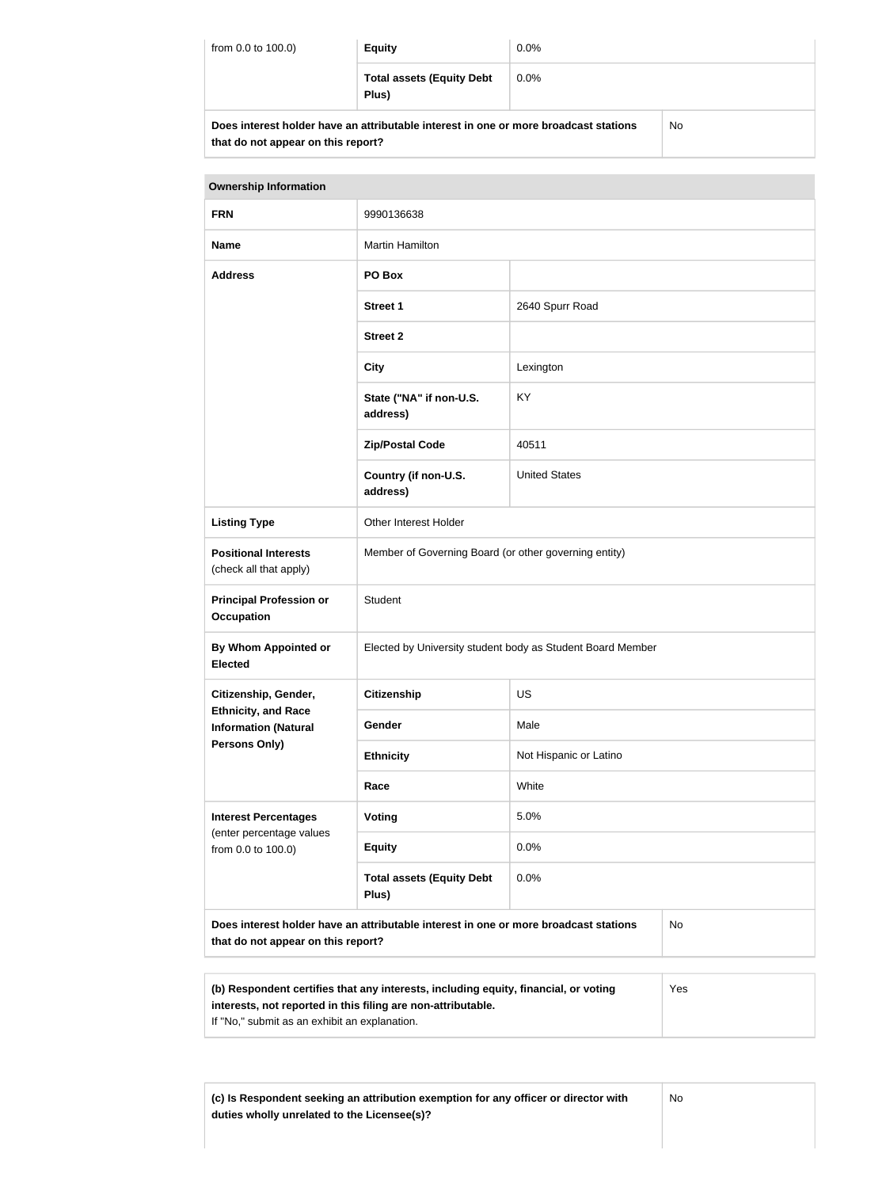| from 0.0 to 100.0) | Equity | 0.0% |
|---|---|---|
| | Total assets (Equity Debt Plus) | 0.0% |

| Does interest holder have an attributable interest in one or more broadcast stations that do not appear on this report? | No |
|---|---|

| Ownership Information | | |
|---|---|---|
| FRN | 9990136638 | |
| Name | Martin Hamilton | |
| Address | PO Box | |
| | Street 1 | 2640 Spurr Road |
| | Street 2 | |
| | City | Lexington |
| | State ("NA" if non-U.S. address) | KY |
| | Zip/Postal Code | 40511 |
| | Country (if non-U.S. address) | United States |
| Listing Type | Other Interest Holder | |
| Positional Interests (check all that apply) | Member of Governing Board (or other governing entity) | |
| Principal Profession or Occupation | Student | |
| By Whom Appointed or Elected | Elected by University student body as Student Board Member | |
| Citizenship, Gender, Ethnicity, and Race Information (Natural Persons Only) | Citizenship | US |
| | Gender | Male |
| | Ethnicity | Not Hispanic or Latino |
| | Race | White |
| Interest Percentages (enter percentage values from 0.0 to 100.0) | Voting | 5.0% |
| | Equity | 0.0% |
| | Total assets (Equity Debt Plus) | 0.0% |

| Does interest holder have an attributable interest in one or more broadcast stations that do not appear on this report? | No |
|---|---|

| (b) Respondent certifies that any interests, including equity, financial, or voting interests, not reported in this filing are non-attributable. If "No," submit as an exhibit an explanation. | Yes |
|---|---|

| (c) Is Respondent seeking an attribution exemption for any officer or director with duties wholly unrelated to the Licensee(s)? | No |
|---|---|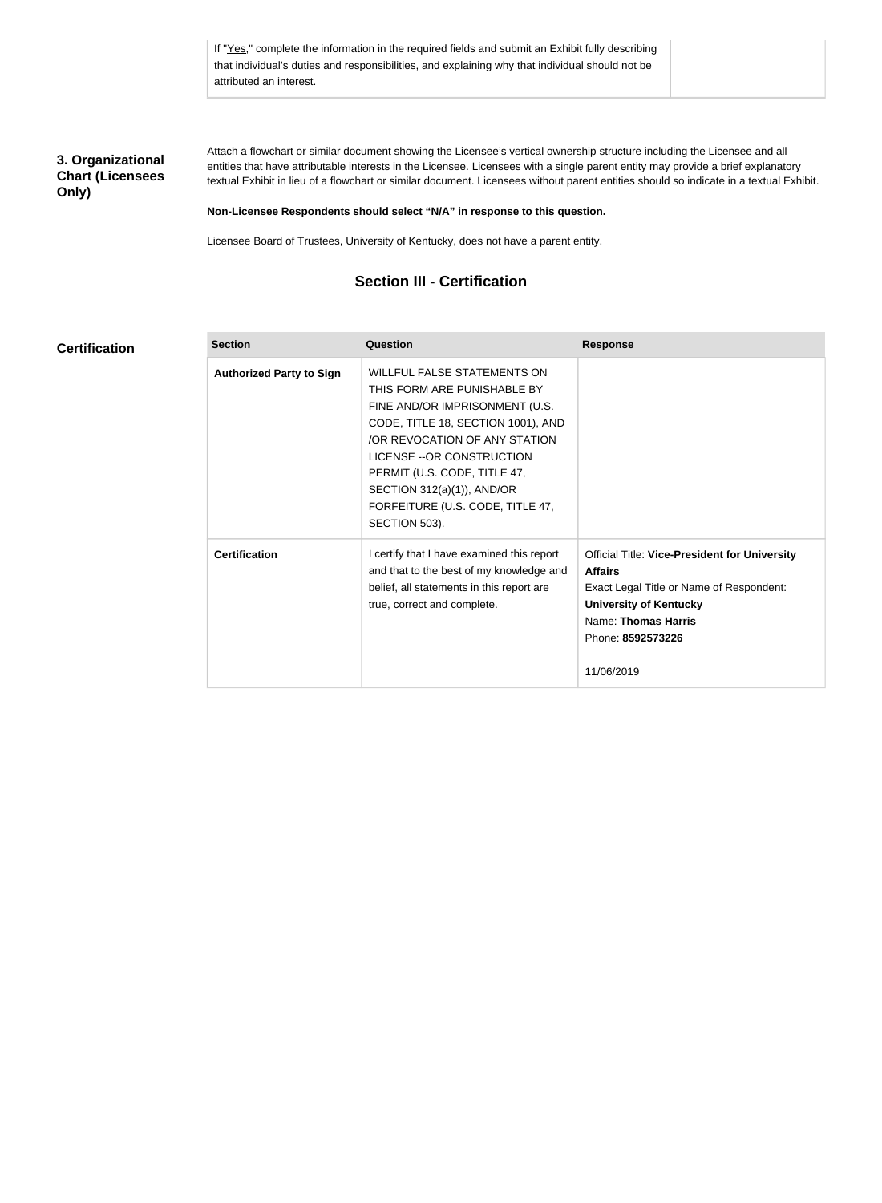| | |
|---|---|
| If "Yes," complete the information in the required fields and submit an Exhibit fully describing that individual's duties and responsibilities, and explaining why that individual should not be attributed an interest. | |

### 3. Organizational Chart (Licensees Only)

Attach a flowchart or similar document showing the Licensee's vertical ownership structure including the Licensee and all entities that have attributable interests in the Licensee. Licensees with a single parent entity may provide a brief explanatory textual Exhibit in lieu of a flowchart or similar document. Licensees without parent entities should so indicate in a textual Exhibit.

**Non-Licensee Respondents should select "N/A" in response to this question.**

Licensee Board of Trustees, University of Kentucky, does not have a parent entity.

## Section III - Certification

### Certification

| Section | Question | Response |
|---|---|---|
| **Authorized Party to Sign** | WILLFUL FALSE STATEMENTS ON THIS FORM ARE PUNISHABLE BY FINE AND/OR IMPRISONMENT (U.S. CODE, TITLE 18, SECTION 1001), AND /OR REVOCATION OF ANY STATION LICENSE --OR CONSTRUCTION PERMIT (U.S. CODE, TITLE 47, SECTION 312(a)(1)), AND/OR FORFEITURE (U.S. CODE, TITLE 47, SECTION 503). | |
| **Certification** | I certify that I have examined this report and that to the best of my knowledge and belief, all statements in this report are true, correct and complete. | Official Title: **Vice-President for University Affairs**<br>Exact Legal Title or Name of Respondent: **University of Kentucky**<br>Name: **Thomas Harris**<br>Phone: **8592573226**<br><br>11/06/2019 |